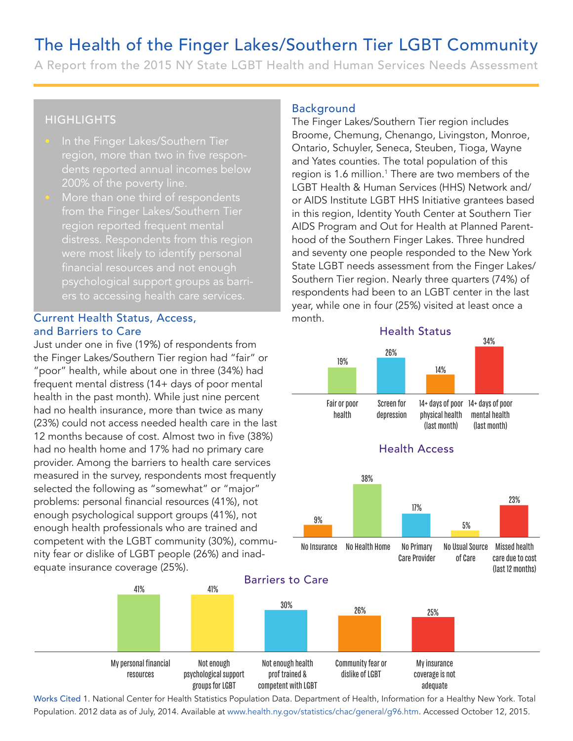# The Health of the Finger Lakes/Southern Tier LGBT Community

A Report from the 2015 NY State LGBT Health and Human Services Needs Assessment

## HIGHLIGHTS

- In the Finger Lakes/Southern Tier region, more than two in five respondents reported annual incomes below 200% of the poverty line.
- More than one third of respondents from the Finger Lakes/Southern Tier region reported frequent mental distress. Respondents from this region were most likely to identify personal financial resources and not enough psychological support groups as barriers to accessing health care services.

## Current Health Status, Access, and Barriers to Care

Just under one in five (19%) of respondents from the Finger Lakes/Southern Tier region had "fair" or "poor" health, while about one in three (34%) had frequent mental distress (14+ days of poor mental health in the past month). While just nine percent had no health insurance, more than twice as many (23%) could not access needed health care in the last 12 months because of cost. Almost two in five (38%) had no health home and 17% had no primary care provider. Among the barriers to health care services measured in the survey, respondents most frequently selected the following as "somewhat" or "major" problems: personal financial resources (41%), not enough psychological support groups (41%), not enough health professionals who are trained and competent with the LGBT community (30%), community fear or dislike of LGBT people (26%) and inadequate insurance coverage (25%).

## Background

The Finger Lakes/Southern Tier region includes Broome, Chemung, Chenango, Livingston, Monroe, Ontario, Schuyler, Seneca, Steuben, Tioga, Wayne and Yates counties. The total population of this region is 1.6 million.[1] There are two members of the LGBT Health & Human Services (HHS) Network and/or AIDS Institute LGBT HHS Initiative grantees based in this region, Identity Youth Center at Southern Tier AIDS Program and Out for Health at Planned Parenthood of the Southern Finger Lakes. Three hundred and seventy one people responded to the New York State LGBT needs assessment from the Finger Lakes/Southern Tier region. Nearly three quarters (74%) of respondents had been to an LGBT center in the last year, while one in four (25%) visited at least once a month.

### Health Status

| Fair or poor health | Screen for depression | 14+ days of poor physical health (last month) | 14+ days of poor mental health (last month) |
|---|---|---|---|
| 19% | 26% | 14% | 34% |

### Health Access

| No Insurance | No Health Home | No Primary Care Provider | No Usual Source of Care | Missed health care due to cost (last 12 months) |
|---|---|---|---|---|
| 9% | 38% | 17% | 5% | 23% |

### Barriers to Care

| My personal financial resources | Not enough psychological support groups for LGBT | Not enough health prof trained & competent with LGBT | Community fear or dislike of LGBT | My insurance coverage is not adequate |
|---|---|---|---|---|
| 41% | 41% | 30% | 26% | 25% |

Works Cited 1. National Center for Health Statistics Population Data. Department of Health, Information for a Healthy New York. Total Population. 2012 data as of July, 2014. Available at www.health.ny.gov/statistics/chac/general/g96.htm. Accessed October 12, 2015.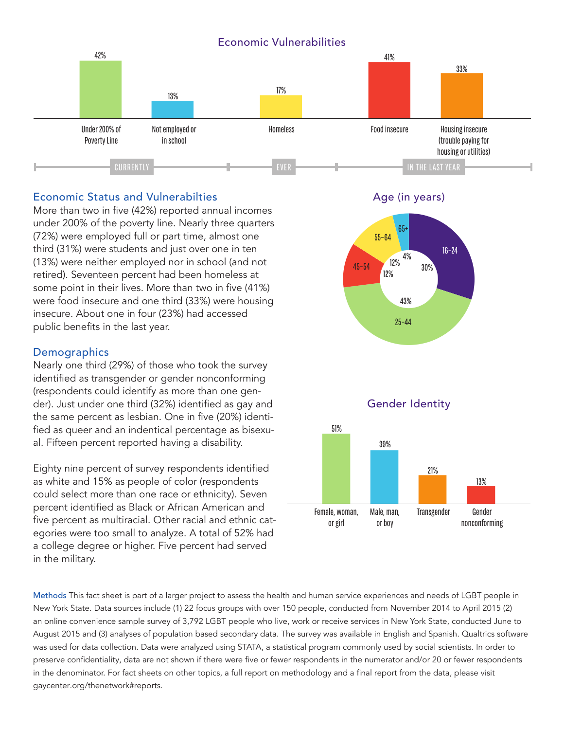## Economic Vulnerabilities

42%
Under 200% of Poverty Line

13%
Not employed or in school

17%
Homeless

41%
Food insecure

33%
Housing insecure (trouble paying for housing or utilities)

CURRENTLY
EVER
IN THE LAST YEAR

## Economic Status and Vulnerabilties

More than two in five (42%) reported annual incomes under 200% of the poverty line. Nearly three quarters (72%) were employed full or part time, almost one third (31%) were students and just over one in ten (13%) were neither employed nor in school (and not retired). Seventeen percent had been homeless at some point in their lives. More than two in five (41%) were food insecure and one third (33%) were housing insecure. About one in four (23%) had accessed public benefits in the last year.

## Demographics

Nearly one third (29%) of those who took the survey identified as transgender or gender nonconforming (respondents could identify as more than one gender). Just under one third (32%) identified as gay and the same percent as lesbian. One in five (20%) identified as queer and an indentical percentage as bisexual. Fifteen percent reported having a disability.

Eighty nine percent of survey respondents identified as white and 15% as people of color (respondents could select more than one race or ethnicity). Seven percent identified as Black or African American and five percent as multiracial. Other racial and ethnic categories were too small to analyze. A total of 52% had a college degree or higher. Five percent had served in the military.

## Age (in years)

16-24
30%

25-44
43%

45-54
12%

55-64
12%

65+
4%

## Gender Identity

51%
Female, woman, or girl

39%
Male, man, or boy

21%
Transgender

13%
Gender nonconforming

**Methods** This fact sheet is part of a larger project to assess the health and human service experiences and needs of LGBT people in New York State. Data sources include (1) 22 focus groups with over 150 people, conducted from November 2014 to April 2015 (2) an online convenience sample survey of 3,792 LGBT people who live, work or receive services in New York State, conducted June to August 2015 and (3) analyses of population based secondary data. The survey was available in English and Spanish. Qualtrics software was used for data collection. Data were analyzed using STATA, a statistical program commonly used by social scientists. In order to preserve confidentiality, data are not shown if there were five or fewer respondents in the numerator and/or 20 or fewer respondents in the denominator. For fact sheets on other topics, a full report on methodology and a final report from the data, please visit gaycenter.org/thenetwork#reports.